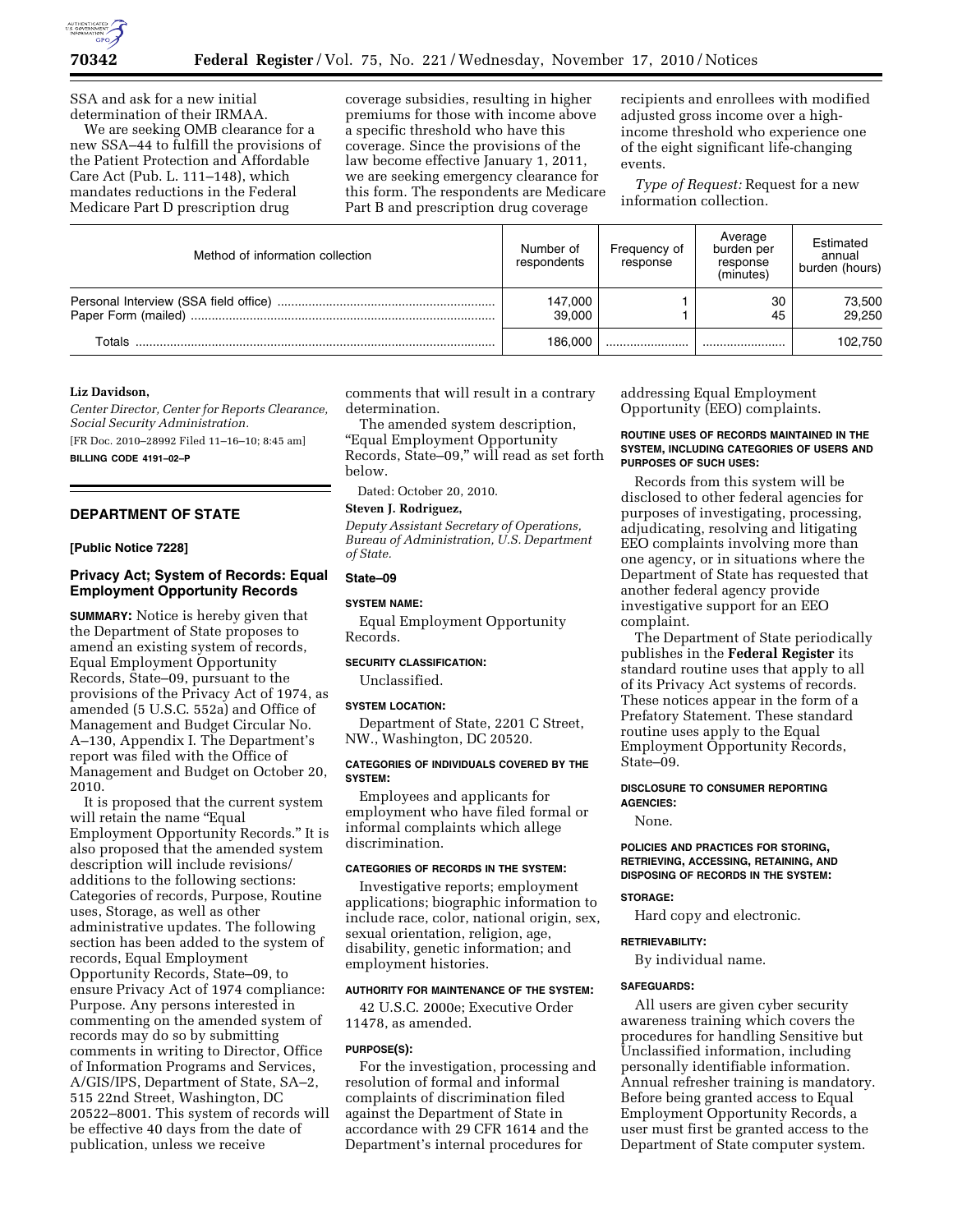SSA and ask for a new initial determination of their IRMAA.

We are seeking OMB clearance for a new SSA–44 to fulfill the provisions of the Patient Protection and Affordable Care Act (Pub. L. 111–148), which mandates reductions in the Federal Medicare Part D prescription drug coverage subsidies, resulting in higher premiums for those with income above a specific threshold who have this coverage. Since the provisions of the law become effective January 1, 2011, we are seeking emergency clearance for this form. The respondents are Medicare Part B and prescription drug coverage recipients and enrollees with modified adjusted gross income over a high-income threshold who experience one of the eight significant life-changing events.

*Type of Request:* Request for a new information collection.

| Method of information collection | Number of respondents | Frequency of response | Average burden per response (minutes) | Estimated annual burden (hours) |
|---|---|---|---|---|
| Personal Interview (SSA field office) | 147,000 | 1 | 30 | 73,500 |
| Paper Form (mailed) | 39,000 | 1 | 45 | 29,250 |
| Totals | 186,000 | | | 102,750 |

**Liz Davidson,**

*Center Director, Center for Reports Clearance, Social Security Administration.*

[FR Doc. 2010–28992 Filed 11–16–10; 8:45 am]

**BILLING CODE 4191–02–P**

## DEPARTMENT OF STATE

**[Public Notice 7228]**

### Privacy Act; System of Records: Equal Employment Opportunity Records

**SUMMARY:** Notice is hereby given that the Department of State proposes to amend an existing system of records, Equal Employment Opportunity Records, State–09, pursuant to the provisions of the Privacy Act of 1974, as amended (5 U.S.C. 552a) and Office of Management and Budget Circular No. A–130, Appendix I. The Department's report was filed with the Office of Management and Budget on October 20, 2010.

It is proposed that the current system will retain the name "Equal Employment Opportunity Records." It is also proposed that the amended system description will include revisions/additions to the following sections: Categories of records, Purpose, Routine uses, Storage, as well as other administrative updates. The following section has been added to the system of records, Equal Employment Opportunity Records, State–09, to ensure Privacy Act of 1974 compliance: Purpose. Any persons interested in commenting on the amended system of records may do so by submitting comments in writing to Director, Office of Information Programs and Services, A/GIS/IPS, Department of State, SA–2, 515 22nd Street, Washington, DC 20522–8001. This system of records will be effective 40 days from the date of publication, unless we receive comments that will result in a contrary determination.

The amended system description, "Equal Employment Opportunity Records, State–09," will read as set forth below.

Dated: October 20, 2010.

**Steven J. Rodriguez,**

*Deputy Assistant Secretary of Operations, Bureau of Administration, U.S. Department of State.*

**State–09**

**SYSTEM NAME:**

Equal Employment Opportunity Records.

**SECURITY CLASSIFICATION:**

Unclassified.

**SYSTEM LOCATION:**

Department of State, 2201 C Street, NW., Washington, DC 20520.

**CATEGORIES OF INDIVIDUALS COVERED BY THE SYSTEM:**

Employees and applicants for employment who have filed formal or informal complaints which allege discrimination.

**CATEGORIES OF RECORDS IN THE SYSTEM:**

Investigative reports; employment applications; biographic information to include race, color, national origin, sex, sexual orientation, religion, age, disability, genetic information; and employment histories.

**AUTHORITY FOR MAINTENANCE OF THE SYSTEM:**

42 U.S.C. 2000e; Executive Order 11478, as amended.

**PURPOSE(S):**

For the investigation, processing and resolution of formal and informal complaints of discrimination filed against the Department of State in accordance with 29 CFR 1614 and the Department's internal procedures for addressing Equal Employment Opportunity (EEO) complaints.

**ROUTINE USES OF RECORDS MAINTAINED IN THE SYSTEM, INCLUDING CATEGORIES OF USERS AND PURPOSES OF SUCH USES:**

Records from this system will be disclosed to other federal agencies for purposes of investigating, processing, adjudicating, resolving and litigating EEO complaints involving more than one agency, or in situations where the Department of State has requested that another federal agency provide investigative support for an EEO complaint.

The Department of State periodically publishes in the **Federal Register** its standard routine uses that apply to all of its Privacy Act systems of records. These notices appear in the form of a Prefatory Statement. These standard routine uses apply to the Equal Employment Opportunity Records, State–09.

**DISCLOSURE TO CONSUMER REPORTING AGENCIES:**

None.

**POLICIES AND PRACTICES FOR STORING, RETRIEVING, ACCESSING, RETAINING, AND DISPOSING OF RECORDS IN THE SYSTEM:**

**STORAGE:**

Hard copy and electronic.

**RETRIEVABILITY:**

By individual name.

**SAFEGUARDS:**

All users are given cyber security awareness training which covers the procedures for handling Sensitive but Unclassified information, including personally identifiable information. Annual refresher training is mandatory. Before being granted access to Equal Employment Opportunity Records, a user must first be granted access to the Department of State computer system.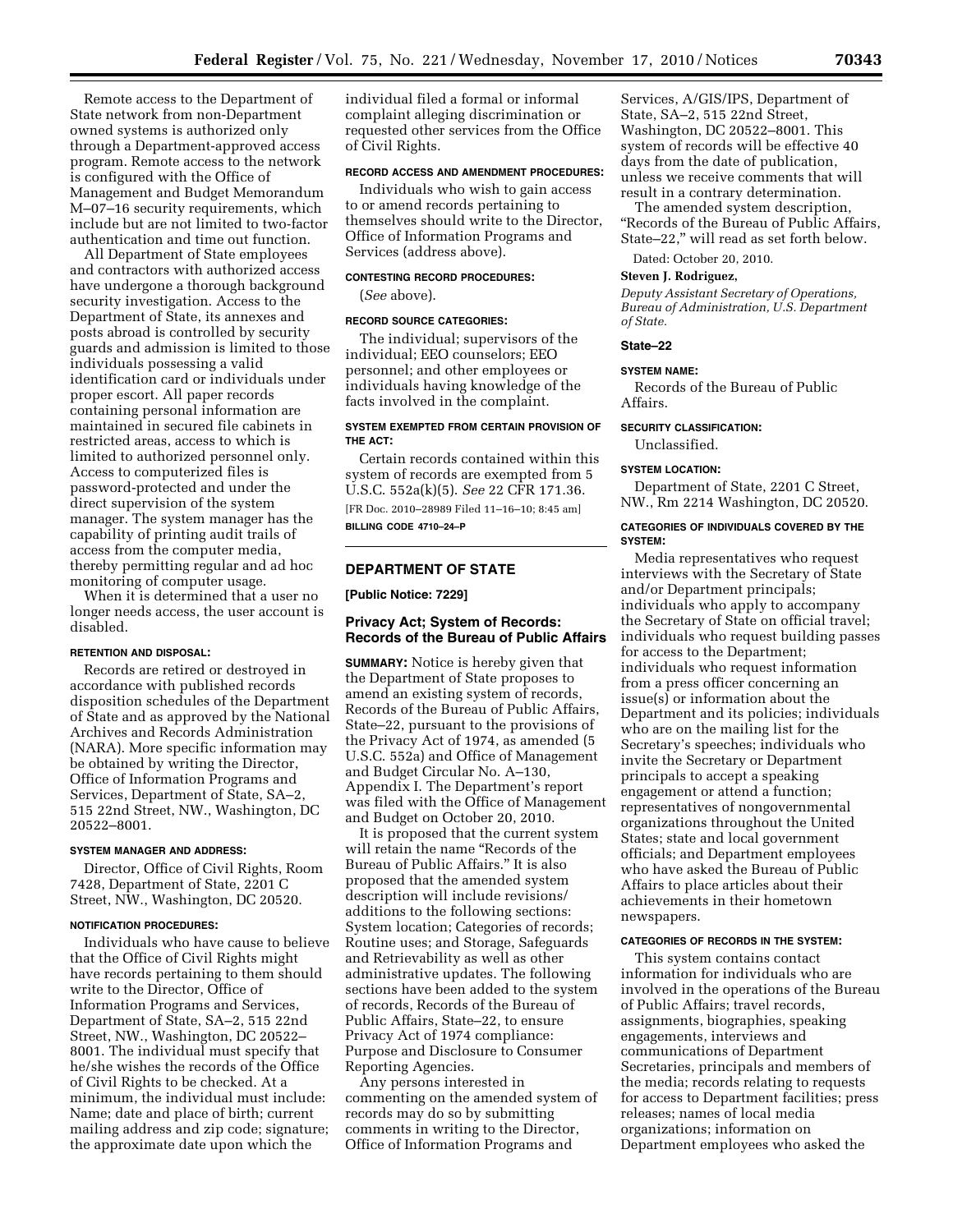Remote access to the Department of State network from non-Department owned systems is authorized only through a Department-approved access program. Remote access to the network is configured with the Office of Management and Budget Memorandum M–07–16 security requirements, which include but are not limited to two-factor authentication and time out function.

All Department of State employees and contractors with authorized access have undergone a thorough background security investigation. Access to the Department of State, its annexes and posts abroad is controlled by security guards and admission is limited to those individuals possessing a valid identification card or individuals under proper escort. All paper records containing personal information are maintained in secured file cabinets in restricted areas, access to which is limited to authorized personnel only. Access to computerized files is password-protected and under the direct supervision of the system manager. The system manager has the capability of printing audit trails of access from the computer media, thereby permitting regular and ad hoc monitoring of computer usage.

When it is determined that a user no longer needs access, the user account is disabled.

#### RETENTION AND DISPOSAL:

Records are retired or destroyed in accordance with published records disposition schedules of the Department of State and as approved by the National Archives and Records Administration (NARA). More specific information may be obtained by writing the Director, Office of Information Programs and Services, Department of State, SA–2, 515 22nd Street, NW., Washington, DC 20522–8001.

#### SYSTEM MANAGER AND ADDRESS:

Director, Office of Civil Rights, Room 7428, Department of State, 2201 C Street, NW., Washington, DC 20520.

#### NOTIFICATION PROCEDURES:

Individuals who have cause to believe that the Office of Civil Rights might have records pertaining to them should write to the Director, Office of Information Programs and Services, Department of State, SA–2, 515 22nd Street, NW., Washington, DC 20522–8001. The individual must specify that he/she wishes the records of the Office of Civil Rights to be checked. At a minimum, the individual must include: Name; date and place of birth; current mailing address and zip code; signature; the approximate date upon which the individual filed a formal or informal complaint alleging discrimination or requested other services from the Office of Civil Rights.

#### RECORD ACCESS AND AMENDMENT PROCEDURES:

Individuals who wish to gain access to or amend records pertaining to themselves should write to the Director, Office of Information Programs and Services (address above).

#### CONTESTING RECORD PROCEDURES:

(*See* above).

#### RECORD SOURCE CATEGORIES:

The individual; supervisors of the individual; EEO counselors; EEO personnel; and other employees or individuals having knowledge of the facts involved in the complaint.

#### SYSTEM EXEMPTED FROM CERTAIN PROVISION OF THE ACT:

Certain records contained within this system of records are exempted from 5 U.S.C. 552a(k)(5). *See* 22 CFR 171.36.

[FR Doc. 2010–28989 Filed 11–16–10; 8:45 am]

**BILLING CODE 4710–24–P**

---

## DEPARTMENT OF STATE

**[Public Notice: 7229]**

### Privacy Act; System of Records: Records of the Bureau of Public Affairs

**SUMMARY:** Notice is hereby given that the Department of State proposes to amend an existing system of records, Records of the Bureau of Public Affairs, State–22, pursuant to the provisions of the Privacy Act of 1974, as amended (5 U.S.C. 552a) and Office of Management and Budget Circular No. A–130, Appendix I. The Department's report was filed with the Office of Management and Budget on October 20, 2010.

It is proposed that the current system will retain the name "Records of the Bureau of Public Affairs." It is also proposed that the amended system description will include revisions/additions to the following sections: System location; Categories of records; Routine uses; and Storage, Safeguards and Retrievability as well as other administrative updates. The following sections have been added to the system of records, Records of the Bureau of Public Affairs, State–22, to ensure Privacy Act of 1974 compliance: Purpose and Disclosure to Consumer Reporting Agencies.

Any persons interested in commenting on the amended system of records may do so by submitting comments in writing to the Director, Office of Information Programs and Services, A/GIS/IPS, Department of State, SA–2, 515 22nd Street, Washington, DC 20522–8001. This system of records will be effective 40 days from the date of publication, unless we receive comments that will result in a contrary determination.

The amended system description, "Records of the Bureau of Public Affairs, State–22," will read as set forth below.

Dated: October 20, 2010.

**Steven J. Rodriguez,**

*Deputy Assistant Secretary of Operations, Bureau of Administration, U.S. Department of State.*

#### State–22

#### SYSTEM NAME:

Records of the Bureau of Public Affairs.

#### SECURITY CLASSIFICATION:

Unclassified.

#### SYSTEM LOCATION:

Department of State, 2201 C Street, NW., Rm 2214 Washington, DC 20520.

#### CATEGORIES OF INDIVIDUALS COVERED BY THE SYSTEM:

Media representatives who request interviews with the Secretary of State and/or Department principals; individuals who apply to accompany the Secretary of State on official travel; individuals who request building passes for access to the Department; individuals who request information from a press officer concerning an issue(s) or information about the Department and its policies; individuals who are on the mailing list for the Secretary's speeches; individuals who invite the Secretary or Department principals to accept a speaking engagement or attend a function; representatives of nongovernmental organizations throughout the United States; state and local government officials; and Department employees who have asked the Bureau of Public Affairs to place articles about their achievements in their hometown newspapers.

#### CATEGORIES OF RECORDS IN THE SYSTEM:

This system contains contact information for individuals who are involved in the operations of the Bureau of Public Affairs; travel records, assignments, biographies, speaking engagements, interviews and communications of Department Secretaries, principals and members of the media; records relating to requests for access to Department facilities; press releases; names of local media organizations; information on Department employees who asked the